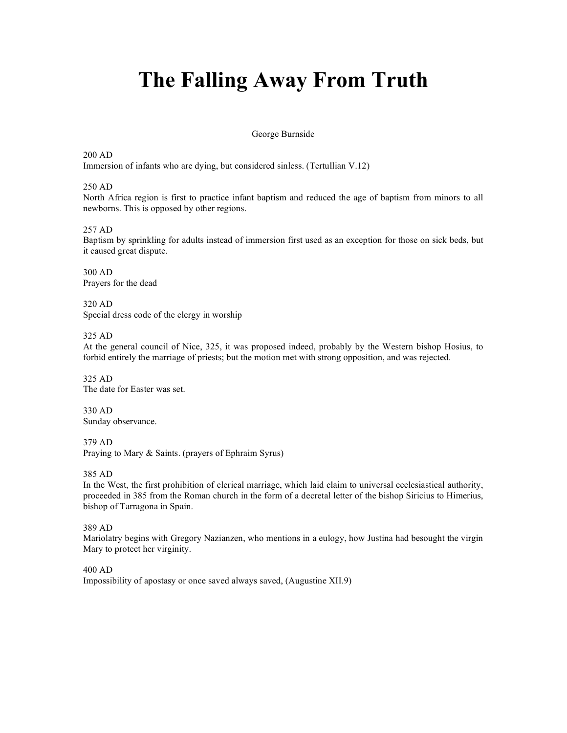# The Falling Away From Truth

George Burnside

200 AD
Immersion of infants who are dying, but considered sinless. (Tertullian V.12)

250 AD
North Africa region is first to practice infant baptism and reduced the age of baptism from minors to all newborns. This is opposed by other regions.

257 AD
Baptism by sprinkling for adults instead of immersion first used as an exception for those on sick beds, but it caused great dispute.

300 AD
Prayers for the dead

320 AD
Special dress code of the clergy in worship

325 AD
At the general council of Nice, 325, it was proposed indeed, probably by the Western bishop Hosius, to forbid entirely the marriage of priests; but the motion met with strong opposition, and was rejected.

325 AD
The date for Easter was set.

330 AD
Sunday observance.

379 AD
Praying to Mary & Saints. (prayers of Ephraim Syrus)

385 AD
In the West, the first prohibition of clerical marriage, which laid claim to universal ecclesiastical authority, proceeded in 385 from the Roman church in the form of a decretal letter of the bishop Siricius to Himerius, bishop of Tarragona in Spain.

389 AD
Mariolatry begins with Gregory Nazianzen, who mentions in a eulogy, how Justina had besought the virgin Mary to protect her virginity.

400 AD
Impossibility of apostasy or once saved always saved, (Augustine XII.9)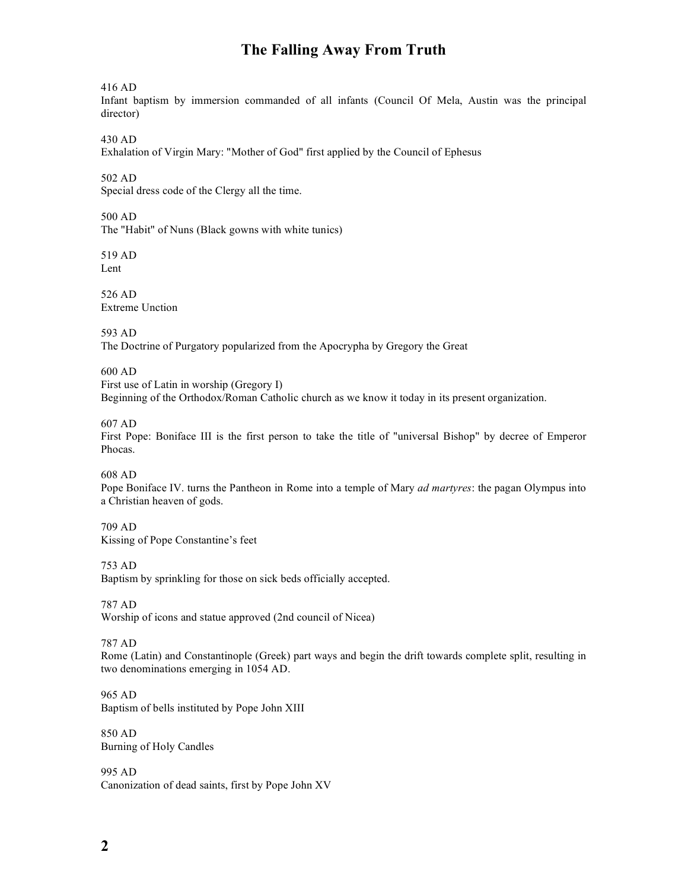# The Falling Away From Truth

416 AD
Infant baptism by immersion commanded of all infants (Council Of Mela, Austin was the principal director)

430 AD
Exhalation of Virgin Mary: "Mother of God" first applied by the Council of Ephesus

502 AD
Special dress code of the Clergy all the time.

500 AD
The "Habit" of Nuns (Black gowns with white tunics)

519 AD
Lent

526 AD
Extreme Unction

593 AD
The Doctrine of Purgatory popularized from the Apocrypha by Gregory the Great

600 AD
First use of Latin in worship (Gregory I)
Beginning of the Orthodox/Roman Catholic church as we know it today in its present organization.

607 AD
First Pope: Boniface III is the first person to take the title of "universal Bishop" by decree of Emperor Phocas.

608 AD
Pope Boniface IV. turns the Pantheon in Rome into a temple of Mary *ad martyres*: the pagan Olympus into a Christian heaven of gods.

709 AD
Kissing of Pope Constantine's feet

753 AD
Baptism by sprinkling for those on sick beds officially accepted.

787 AD
Worship of icons and statue approved (2nd council of Nicea)

787 AD
Rome (Latin) and Constantinople (Greek) part ways and begin the drift towards complete split, resulting in two denominations emerging in 1054 AD.

965 AD
Baptism of bells instituted by Pope John XIII

850 AD
Burning of Holy Candles

995 AD
Canonization of dead saints, first by Pope John XV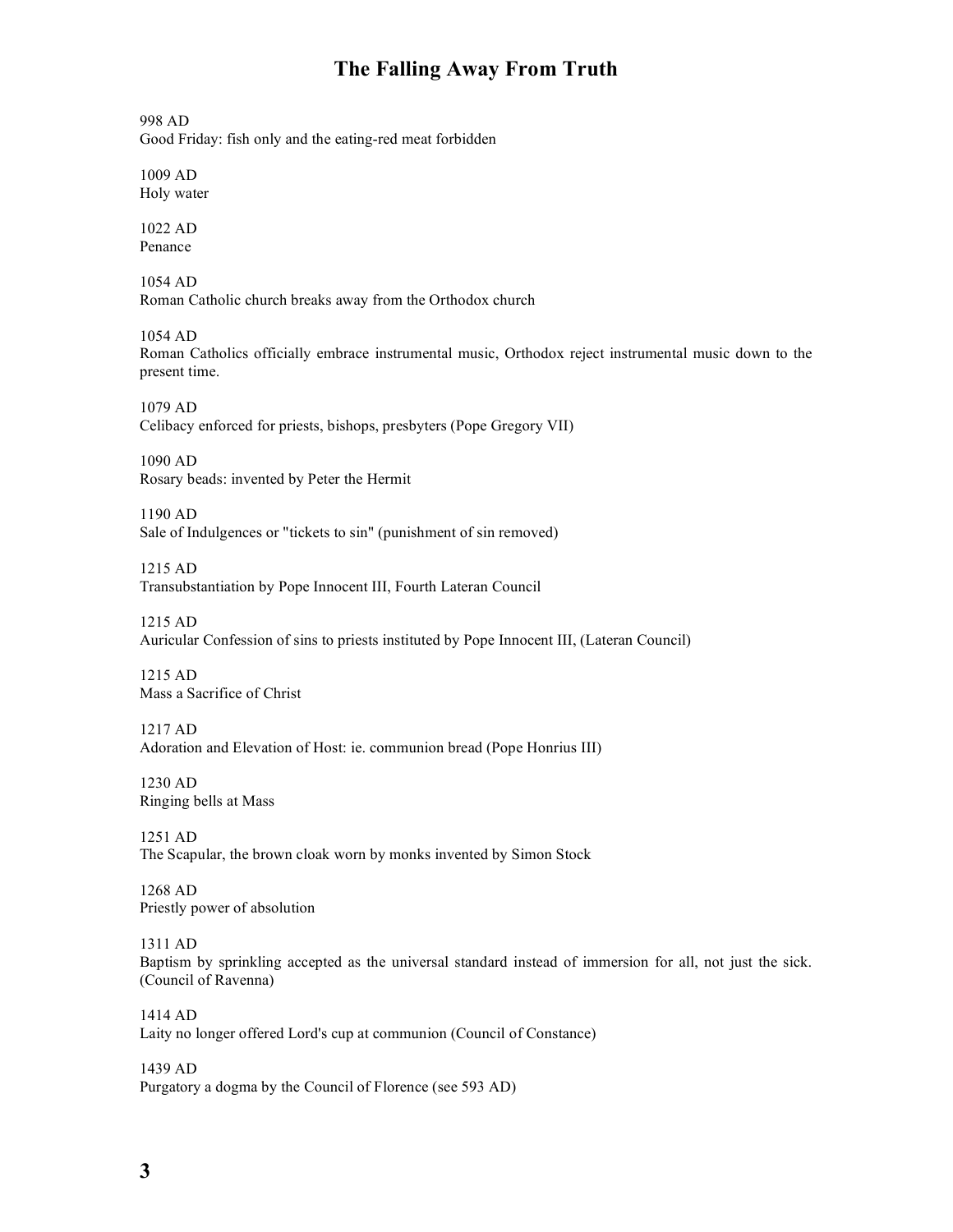# The Falling Away From Truth

998 AD
Good Friday: fish only and the eating-red meat forbidden

1009 AD
Holy water

1022 AD
Penance

1054 AD
Roman Catholic church breaks away from the Orthodox church

1054 AD
Roman Catholics officially embrace instrumental music, Orthodox reject instrumental music down to the present time.

1079 AD
Celibacy enforced for priests, bishops, presbyters (Pope Gregory VII)

1090 AD
Rosary beads: invented by Peter the Hermit

1190 AD
Sale of Indulgences or "tickets to sin" (punishment of sin removed)

1215 AD
Transubstantiation by Pope Innocent III, Fourth Lateran Council

1215 AD
Auricular Confession of sins to priests instituted by Pope Innocent III, (Lateran Council)

1215 AD
Mass a Sacrifice of Christ

1217 AD
Adoration and Elevation of Host: ie. communion bread (Pope Honrius III)

1230 AD
Ringing bells at Mass

1251 AD
The Scapular, the brown cloak worn by monks invented by Simon Stock

1268 AD
Priestly power of absolution

1311 AD
Baptism by sprinkling accepted as the universal standard instead of immersion for all, not just the sick. (Council of Ravenna)

1414 AD
Laity no longer offered Lord's cup at communion (Council of Constance)

1439 AD
Purgatory a dogma by the Council of Florence (see 593 AD)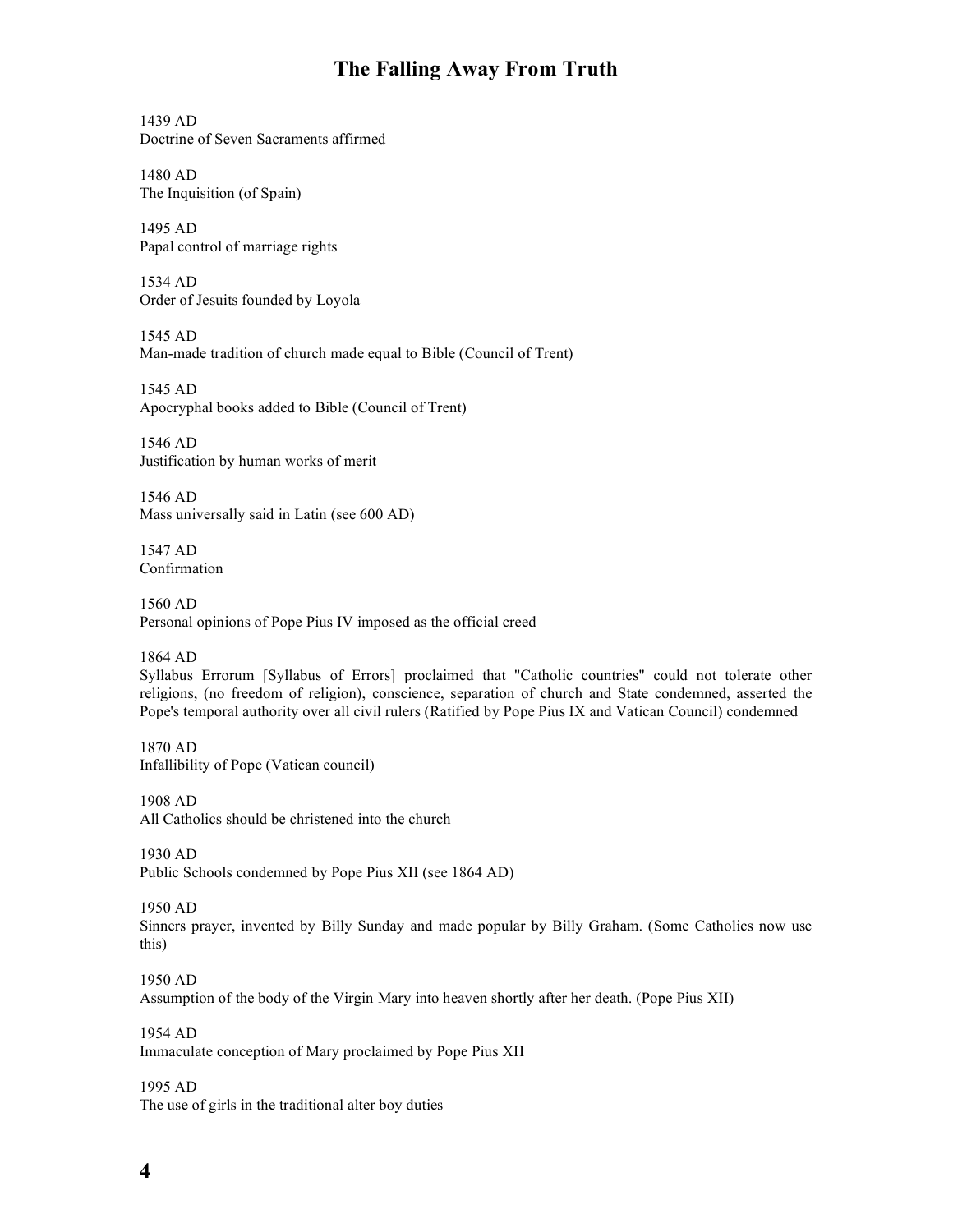# The Falling Away From Truth

1439 AD
Doctrine of Seven Sacraments affirmed

1480 AD
The Inquisition (of Spain)

1495 AD
Papal control of marriage rights

1534 AD
Order of Jesuits founded by Loyola

1545 AD
Man-made tradition of church made equal to Bible (Council of Trent)

1545 AD
Apocryphal books added to Bible (Council of Trent)

1546 AD
Justification by human works of merit

1546 AD
Mass universally said in Latin (see 600 AD)

1547 AD
Confirmation

1560 AD
Personal opinions of Pope Pius IV imposed as the official creed

1864 AD
Syllabus Errorum [Syllabus of Errors] proclaimed that "Catholic countries" could not tolerate other religions, (no freedom of religion), conscience, separation of church and State condemned, asserted the Pope's temporal authority over all civil rulers (Ratified by Pope Pius IX and Vatican Council) condemned

1870 AD
Infallibility of Pope (Vatican council)

1908 AD
All Catholics should be christened into the church

1930 AD
Public Schools condemned by Pope Pius XII (see 1864 AD)

1950 AD
Sinners prayer, invented by Billy Sunday and made popular by Billy Graham. (Some Catholics now use this)

1950 AD
Assumption of the body of the Virgin Mary into heaven shortly after her death. (Pope Pius XII)

1954 AD
Immaculate conception of Mary proclaimed by Pope Pius XII

1995 AD
The use of girls in the traditional alter boy duties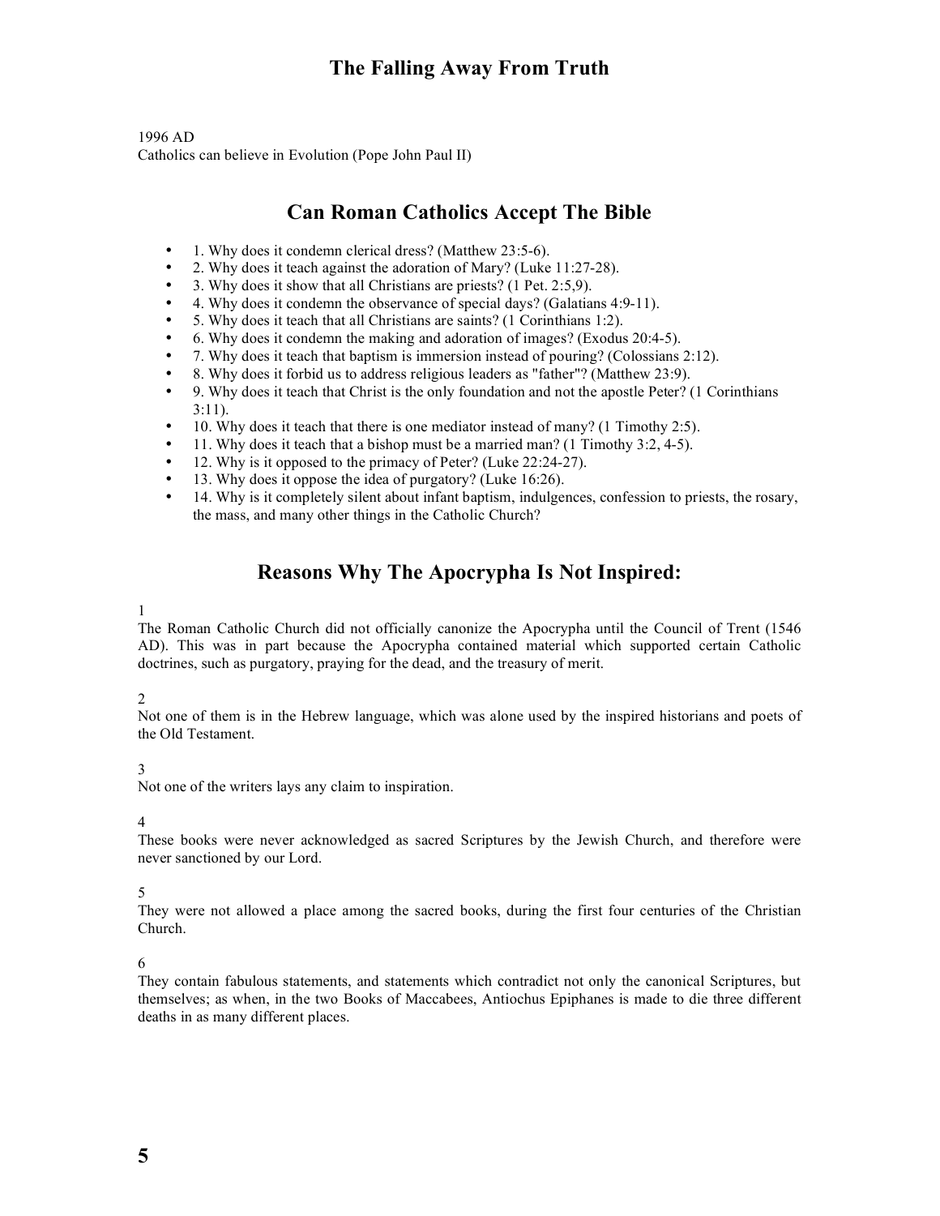1996 AD
Catholics can believe in Evolution (Pope John Paul II)

## Can Roman Catholics Accept The Bible

- 1. Why does it condemn clerical dress? (Matthew 23:5-6).
- 2. Why does it teach against the adoration of Mary? (Luke 11:27-28).
- 3. Why does it show that all Christians are priests? (1 Pet. 2:5,9).
- 4. Why does it condemn the observance of special days? (Galatians 4:9-11).
- 5. Why does it teach that all Christians are saints? (1 Corinthians 1:2).
- 6. Why does it condemn the making and adoration of images? (Exodus 20:4-5).
- 7. Why does it teach that baptism is immersion instead of pouring? (Colossians 2:12).
- 8. Why does it forbid us to address religious leaders as "father"? (Matthew 23:9).
- 9. Why does it teach that Christ is the only foundation and not the apostle Peter? (1 Corinthians 3:11).
- 10. Why does it teach that there is one mediator instead of many? (1 Timothy 2:5).
- 11. Why does it teach that a bishop must be a married man? (1 Timothy 3:2, 4-5).
- 12. Why is it opposed to the primacy of Peter? (Luke 22:24-27).
- 13. Why does it oppose the idea of purgatory? (Luke 16:26).
- 14. Why is it completely silent about infant baptism, indulgences, confession to priests, the rosary, the mass, and many other things in the Catholic Church?

## Reasons Why The Apocrypha Is Not Inspired:

1
The Roman Catholic Church did not officially canonize the Apocrypha until the Council of Trent (1546 AD). This was in part because the Apocrypha contained material which supported certain Catholic doctrines, such as purgatory, praying for the dead, and the treasury of merit.

2
Not one of them is in the Hebrew language, which was alone used by the inspired historians and poets of the Old Testament.

3
Not one of the writers lays any claim to inspiration.

4
These books were never acknowledged as sacred Scriptures by the Jewish Church, and therefore were never sanctioned by our Lord.

5
They were not allowed a place among the sacred books, during the first four centuries of the Christian Church.

6
They contain fabulous statements, and statements which contradict not only the canonical Scriptures, but themselves; as when, in the two Books of Maccabees, Antiochus Epiphanes is made to die three different deaths in as many different places.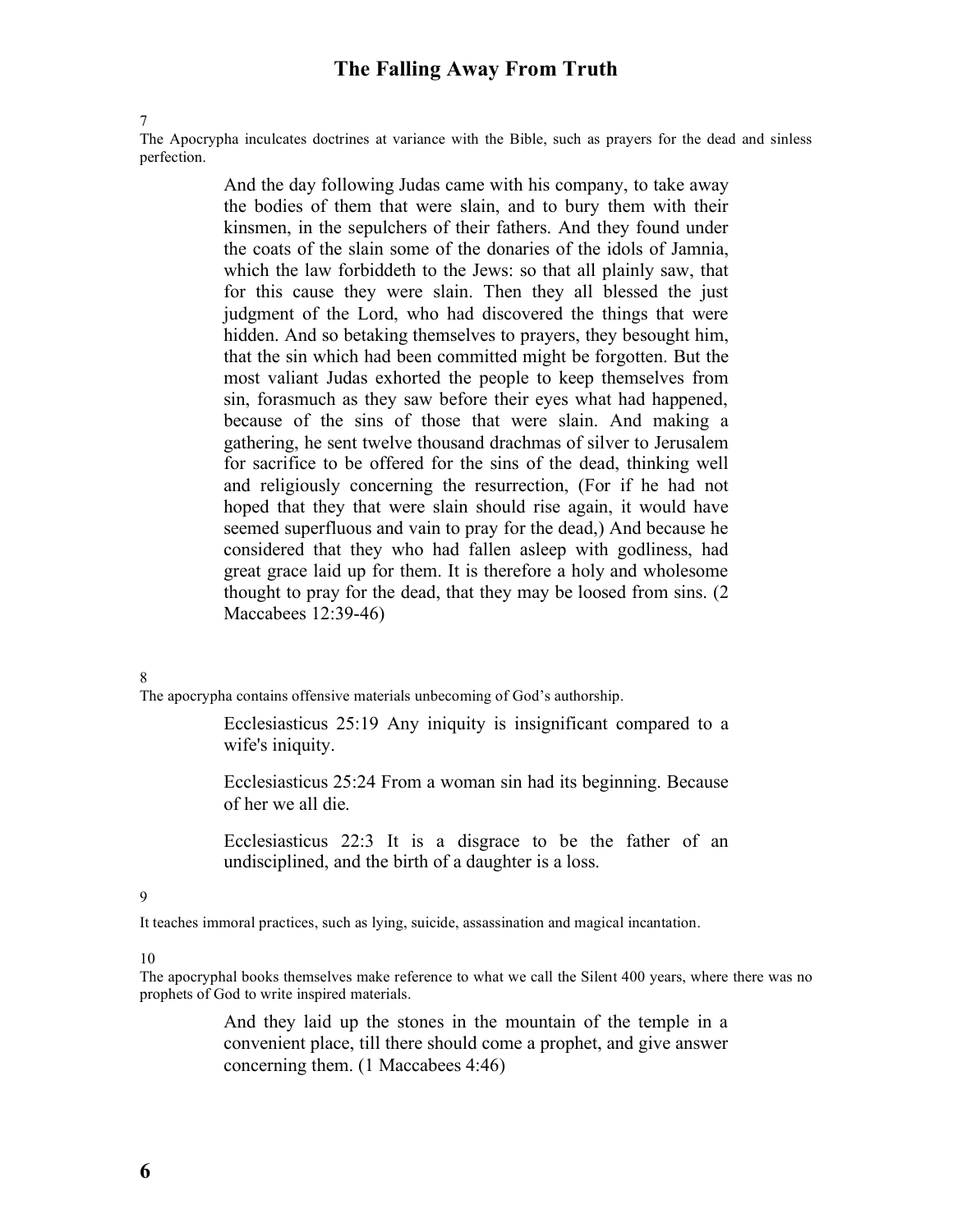7

The Apocrypha inculcates doctrines at variance with the Bible, such as prayers for the dead and sinless perfection.

> And the day following Judas came with his company, to take away the bodies of them that were slain, and to bury them with their kinsmen, in the sepulchers of their fathers. And they found under the coats of the slain some of the donaries of the idols of Jamnia, which the law forbiddeth to the Jews: so that all plainly saw, that for this cause they were slain. Then they all blessed the just judgment of the Lord, who had discovered the things that were hidden. And so betaking themselves to prayers, they besought him, that the sin which had been committed might be forgotten. But the most valiant Judas exhorted the people to keep themselves from sin, forasmuch as they saw before their eyes what had happened, because of the sins of those that were slain. And making a gathering, he sent twelve thousand drachmas of silver to Jerusalem for sacrifice to be offered for the sins of the dead, thinking well and religiously concerning the resurrection, (For if he had not hoped that they that were slain should rise again, it would have seemed superfluous and vain to pray for the dead,) And because he considered that they who had fallen asleep with godliness, had great grace laid up for them. It is therefore a holy and wholesome thought to pray for the dead, that they may be loosed from sins. (2 Maccabees 12:39-46)

8

The apocrypha contains offensive materials unbecoming of God's authorship.

> Ecclesiasticus 25:19 Any iniquity is insignificant compared to a wife's iniquity.
>
> Ecclesiasticus 25:24 From a woman sin had its beginning. Because of her we all die.
>
> Ecclesiasticus 22:3 It is a disgrace to be the father of an undisciplined, and the birth of a daughter is a loss.

9

It teaches immoral practices, such as lying, suicide, assassination and magical incantation.

10

The apocryphal books themselves make reference to what we call the Silent 400 years, where there was no prophets of God to write inspired materials.

> And they laid up the stones in the mountain of the temple in a convenient place, till there should come a prophet, and give answer concerning them. (1 Maccabees 4:46)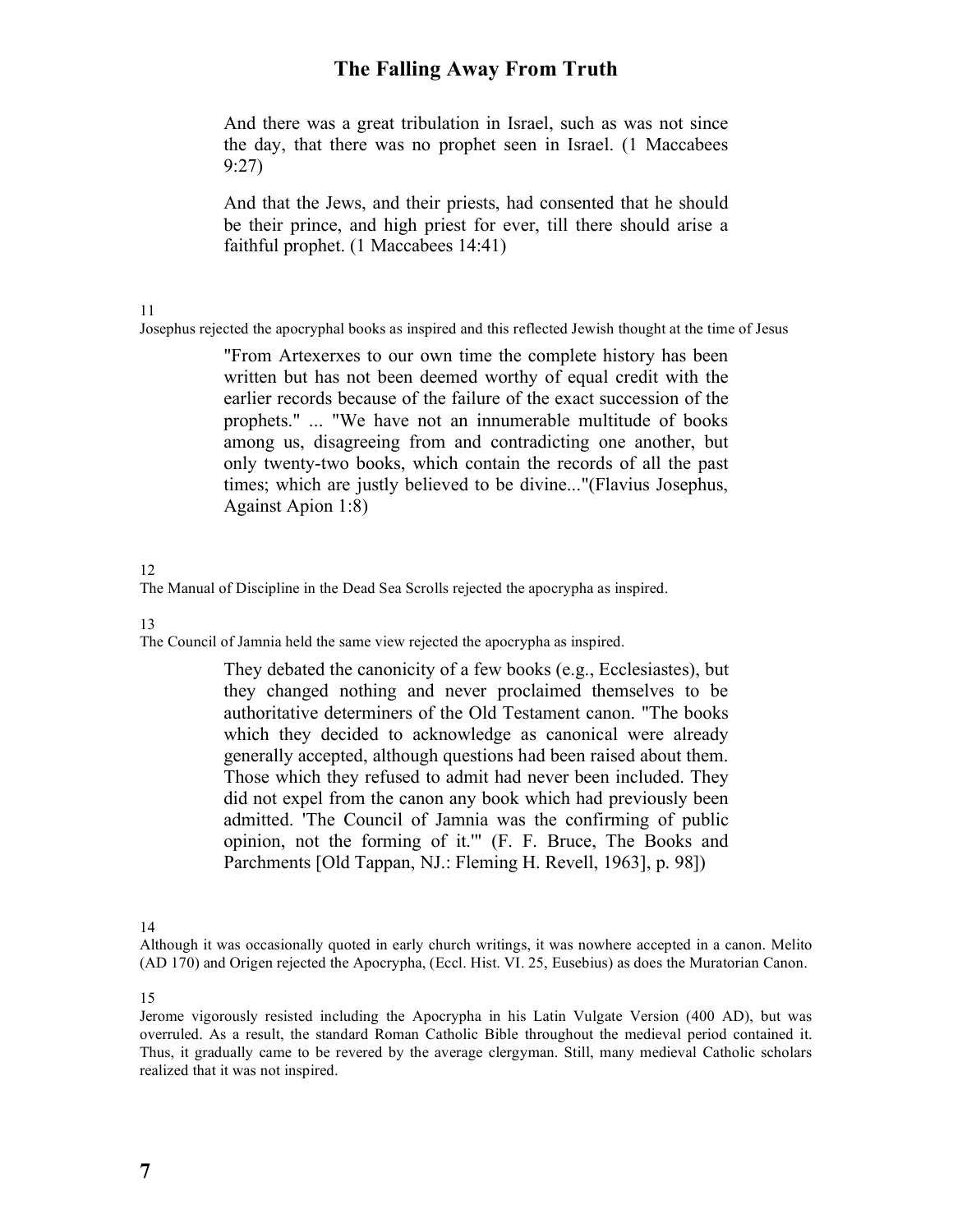> And there was a great tribulation in Israel, such as was not since the day, that there was no prophet seen in Israel. (1 Maccabees 9:27)

> And that the Jews, and their priests, had consented that he should be their prince, and high priest for ever, till there should arise a faithful prophet. (1 Maccabees 14:41)

11

Josephus rejected the apocryphal books as inspired and this reflected Jewish thought at the time of Jesus

> "From Artexerxes to our own time the complete history has been written but has not been deemed worthy of equal credit with the earlier records because of the failure of the exact succession of the prophets." ... "We have not an innumerable multitude of books among us, disagreeing from and contradicting one another, but only twenty-two books, which contain the records of all the past times; which are justly believed to be divine..."(Flavius Josephus, Against Apion 1:8)

12

The Manual of Discipline in the Dead Sea Scrolls rejected the apocrypha as inspired.

13

The Council of Jamnia held the same view rejected the apocrypha as inspired.

> They debated the canonicity of a few books (e.g., Ecclesiastes), but they changed nothing and never proclaimed themselves to be authoritative determiners of the Old Testament canon. "The books which they decided to acknowledge as canonical were already generally accepted, although questions had been raised about them. Those which they refused to admit had never been included. They did not expel from the canon any book which had previously been admitted. 'The Council of Jamnia was the confirming of public opinion, not the forming of it.'" (F. F. Bruce, The Books and Parchments [Old Tappan, NJ.: Fleming H. Revell, 1963], p. 98])

14

Although it was occasionally quoted in early church writings, it was nowhere accepted in a canon. Melito (AD 170) and Origen rejected the Apocrypha, (Eccl. Hist. VI. 25, Eusebius) as does the Muratorian Canon.

15

Jerome vigorously resisted including the Apocrypha in his Latin Vulgate Version (400 AD), but was overruled. As a result, the standard Roman Catholic Bible throughout the medieval period contained it. Thus, it gradually came to be revered by the average clergyman. Still, many medieval Catholic scholars realized that it was not inspired.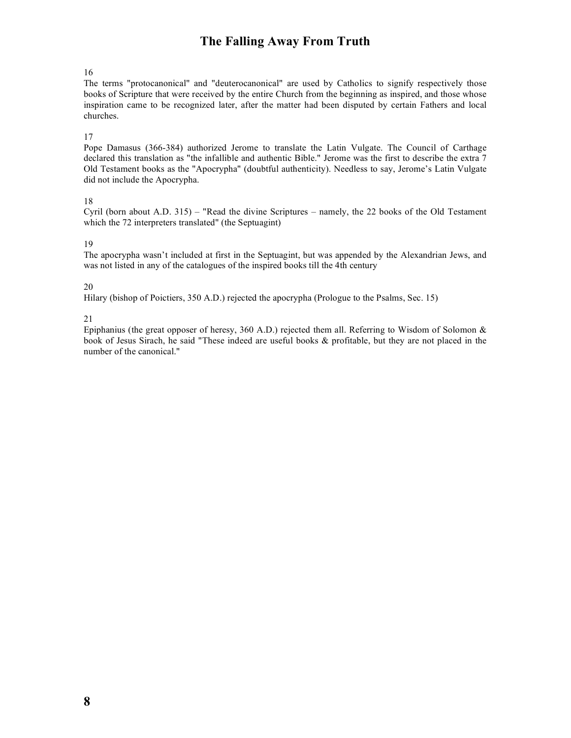16

The terms "protocanonical" and "deuterocanonical" are used by Catholics to signify respectively those books of Scripture that were received by the entire Church from the beginning as inspired, and those whose inspiration came to be recognized later, after the matter had been disputed by certain Fathers and local churches.

17

Pope Damasus (366-384) authorized Jerome to translate the Latin Vulgate. The Council of Carthage declared this translation as "the infallible and authentic Bible." Jerome was the first to describe the extra 7 Old Testament books as the "Apocrypha" (doubtful authenticity). Needless to say, Jerome's Latin Vulgate did not include the Apocrypha.

18

Cyril (born about A.D. 315) – "Read the divine Scriptures – namely, the 22 books of the Old Testament which the 72 interpreters translated" (the Septuagint)

19

The apocrypha wasn't included at first in the Septuagint, but was appended by the Alexandrian Jews, and was not listed in any of the catalogues of the inspired books till the 4th century

20

Hilary (bishop of Poictiers, 350 A.D.) rejected the apocrypha (Prologue to the Psalms, Sec. 15)

21

Epiphanius (the great opposer of heresy, 360 A.D.) rejected them all. Referring to Wisdom of Solomon & book of Jesus Sirach, he said "These indeed are useful books & profitable, but they are not placed in the number of the canonical."